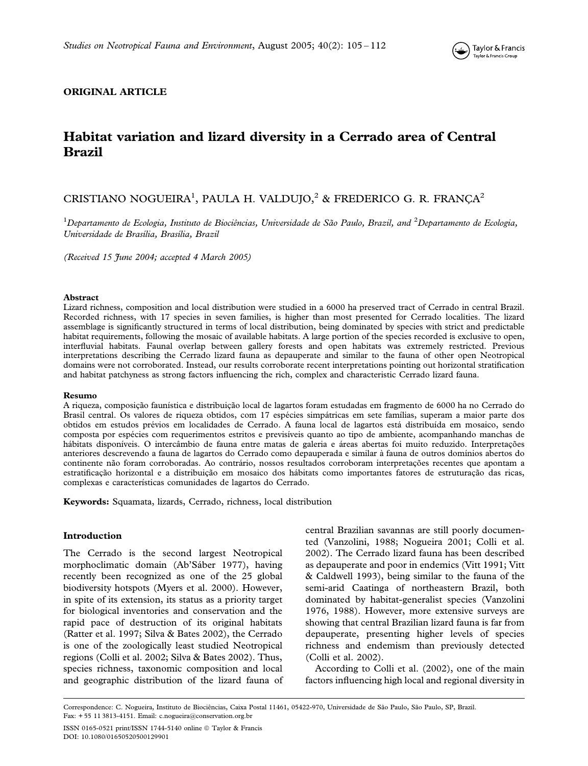ORIGINAL ARTICLE

# Habitat variation and lizard diversity in a Cerrado area of Central Brazil

CRISTIANO NOGUEIRA[1], PAULA H. VALDUJO,[2] & FREDERICO G. R. FRANÇA[2]

[1]*Departamento de Ecologia, Instituto de Biociências, Universidade de São Paulo, Brazil, and* [2]*Departamento de Ecologia, Universidade de Brasília, Brasília, Brazil*

*(Received 15 June 2004; accepted 4 March 2005)*

### Abstract

Lizard richness, composition and local distribution were studied in a 6000 ha preserved tract of Cerrado in central Brazil. Recorded richness, with 17 species in seven families, is higher than most presented for Cerrado localities. The lizard assemblage is significantly structured in terms of local distribution, being dominated by species with strict and predictable habitat requirements, following the mosaic of available habitats. A large portion of the species recorded is exclusive to open, interfluvial habitats. Faunal overlap between gallery forests and open habitats was extremely restricted. Previous interpretations describing the Cerrado lizard fauna as depauperate and similar to the fauna of other open Neotropical domains were not corroborated. Instead, our results corroborate recent interpretations pointing out horizontal stratification and habitat patchyness as strong factors influencing the rich, complex and characteristic Cerrado lizard fauna.

### Resumo

A riqueza, composição faunística e distribuição local de lagartos foram estudadas em fragmento de 6000 ha no Cerrado do Brasil central. Os valores de riqueza obtidos, com 17 espécies simpátricas em sete famílias, superam a maior parte dos obtidos em estudos prévios em localidades de Cerrado. A fauna local de lagartos está distribuída em mosaico, sendo composta por espécies com requerimentos estritos e previsíveis quanto ao tipo de ambiente, acompanhando manchas de hábitats disponíveis. O intercâmbio de fauna entre matas de galeria e áreas abertas foi muito reduzido. Interpretações anteriores descrevendo a fauna de lagartos do Cerrado como depauperada e similar à fauna de outros domínios abertos do continente não foram corroboradas. Ao contrário, nossos resultados corroboram interpretações recentes que apontam a estratificação horizontal e a distribuição em mosaico dos hábitats como importantes fatores de estruturação das ricas, complexas e características comunidades de lagartos do Cerrado.

**Keywords:** Squamata, lizards, Cerrado, richness, local distribution

## Introduction

The Cerrado is the second largest Neotropical morphoclimatic domain (Ab'Sáber 1977), having recently been recognized as one of the 25 global biodiversity hotspots (Myers et al. 2000). However, in spite of its extension, its status as a priority target for biological inventories and conservation and the rapid pace of destruction of its original habitats (Ratter et al. 1997; Silva & Bates 2002), the Cerrado is one of the zoologically least studied Neotropical regions (Colli et al. 2002; Silva & Bates 2002). Thus, species richness, taxonomic composition and local and geographic distribution of the lizard fauna of central Brazilian savannas are still poorly documented (Vanzolini, 1988; Nogueira 2001; Colli et al. 2002). The Cerrado lizard fauna has been described as depauperate and poor in endemics (Vitt 1991; Vitt & Caldwell 1993), being similar to the fauna of the semi-arid Caatinga of northeastern Brazil, both dominated by habitat-generalist species (Vanzolini 1976, 1988). However, more extensive surveys are showing that central Brazilian lizard fauna is far from depauperate, presenting higher levels of species richness and endemism than previously detected (Colli et al. 2002).

According to Colli et al. (2002), one of the main factors influencing high local and regional diversity in

Correspondence: C. Nogueira, Instituto de Biociências, Caixa Postal 11461, 05422-970, Universidade de São Paulo, São Paulo, SP, Brazil. Fax: + 55 11 3813-4151. Email: c.nogueira@conservation.org.br

ISSN 0165-0521 print/ISSN 1744-5140 online © Taylor & Francis
DOI: 10.1080/01650520500129901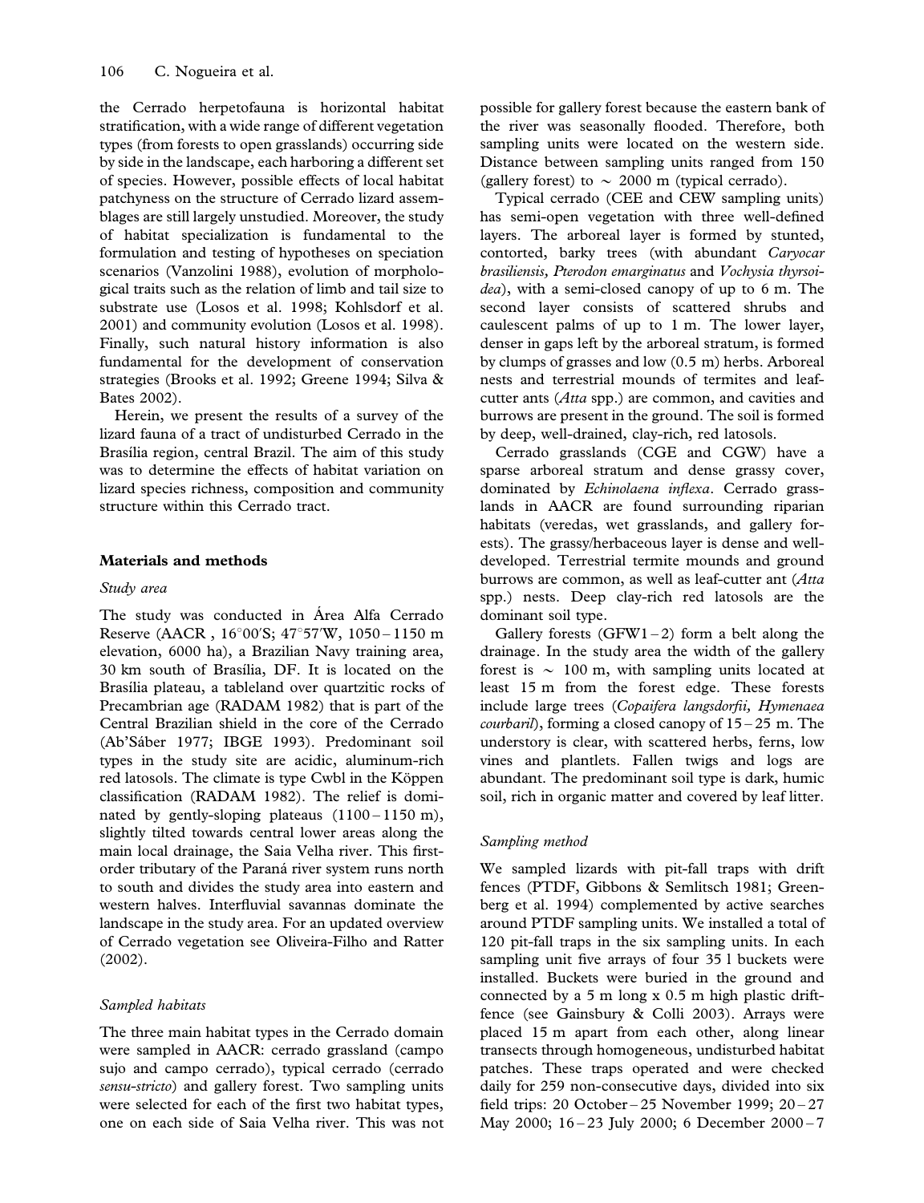the Cerrado herpetofauna is horizontal habitat stratification, with a wide range of different vegetation types (from forests to open grasslands) occurring side by side in the landscape, each harboring a different set of species. However, possible effects of local habitat patchyness on the structure of Cerrado lizard assemblages are still largely unstudied. Moreover, the study of habitat specialization is fundamental to the formulation and testing of hypotheses on speciation scenarios (Vanzolini 1988), evolution of morphological traits such as the relation of limb and tail size to substrate use (Losos et al. 1998; Kohlsdorf et al. 2001) and community evolution (Losos et al. 1998). Finally, such natural history information is also fundamental for the development of conservation strategies (Brooks et al. 1992; Greene 1994; Silva & Bates 2002).

Herein, we present the results of a survey of the lizard fauna of a tract of undisturbed Cerrado in the Brasília region, central Brazil. The aim of this study was to determine the effects of habitat variation on lizard species richness, composition and community structure within this Cerrado tract.

## Materials and methods

### *Study area*

The study was conducted in Área Alfa Cerrado Reserve (AACR , 16°00′S; 47°57′W, 1050 – 1150 m elevation, 6000 ha), a Brazilian Navy training area, 30 km south of Brasília, DF. It is located on the Brasília plateau, a tableland over quartzitic rocks of Precambrian age (RADAM 1982) that is part of the Central Brazilian shield in the core of the Cerrado (Ab'Sáber 1977; IBGE 1993). Predominant soil types in the study site are acidic, aluminum-rich red latosols. The climate is type Cwbl in the Köppen classification (RADAM 1982). The relief is dominated by gently-sloping plateaus (1100 – 1150 m), slightly tilted towards central lower areas along the main local drainage, the Saia Velha river. This first-order tributary of the Paraná river system runs north to south and divides the study area into eastern and western halves. Interfluvial savannas dominate the landscape in the study area. For an updated overview of Cerrado vegetation see Oliveira-Filho and Ratter (2002).

### *Sampled habitats*

The three main habitat types in the Cerrado domain were sampled in AACR: cerrado grassland (campo sujo and campo cerrado), typical cerrado (cerrado *sensu-stricto*) and gallery forest. Two sampling units were selected for each of the first two habitat types, one on each side of Saia Velha river. This was not possible for gallery forest because the eastern bank of the river was seasonally flooded. Therefore, both sampling units were located on the western side. Distance between sampling units ranged from 150 (gallery forest) to ~ 2000 m (typical cerrado).

Typical cerrado (CEE and CEW sampling units) has semi-open vegetation with three well-defined layers. The arboreal layer is formed by stunted, contorted, barky trees (with abundant *Caryocar brasiliensis, Pterodon emarginatus* and *Vochysia thyrsoidea*), with a semi-closed canopy of up to 6 m. The second layer consists of scattered shrubs and caulescent palms of up to 1 m. The lower layer, denser in gaps left by the arboreal stratum, is formed by clumps of grasses and low (0.5 m) herbs. Arboreal nests and terrestrial mounds of termites and leaf-cutter ants (*Atta* spp.) are common, and cavities and burrows are present in the ground. The soil is formed by deep, well-drained, clay-rich, red latosols.

Cerrado grasslands (CGE and CGW) have a sparse arboreal stratum and dense grassy cover, dominated by *Echinolaena inflexa*. Cerrado grasslands in AACR are found surrounding riparian habitats (veredas, wet grasslands, and gallery forests). The grassy/herbaceous layer is dense and well-developed. Terrestrial termite mounds and ground burrows are common, as well as leaf-cutter ant (*Atta* spp.) nests. Deep clay-rich red latosols are the dominant soil type.

Gallery forests (GFW1 – 2) form a belt along the drainage. In the study area the width of the gallery forest is ~ 100 m, with sampling units located at least 15 m from the forest edge. These forests include large trees (*Copaifera langsdorfii, Hymenaea courbaril*), forming a closed canopy of 15 – 25 m. The understory is clear, with scattered herbs, ferns, low vines and plantlets. Fallen twigs and logs are abundant. The predominant soil type is dark, humic soil, rich in organic matter and covered by leaf litter.

### *Sampling method*

We sampled lizards with pit-fall traps with drift fences (PTDF, Gibbons & Semlitsch 1981; Greenberg et al. 1994) complemented by active searches around PTDF sampling units. We installed a total of 120 pit-fall traps in the six sampling units. In each sampling unit five arrays of four 35 l buckets were installed. Buckets were buried in the ground and connected by a 5 m long x 0.5 m high plastic drift-fence (see Gainsbury & Colli 2003). Arrays were placed 15 m apart from each other, along linear transects through homogeneous, undisturbed habitat patches. These traps operated and were checked daily for 259 non-consecutive days, divided into six field trips: 20 October – 25 November 1999; 20 – 27 May 2000; 16 – 23 July 2000; 6 December 2000 – 7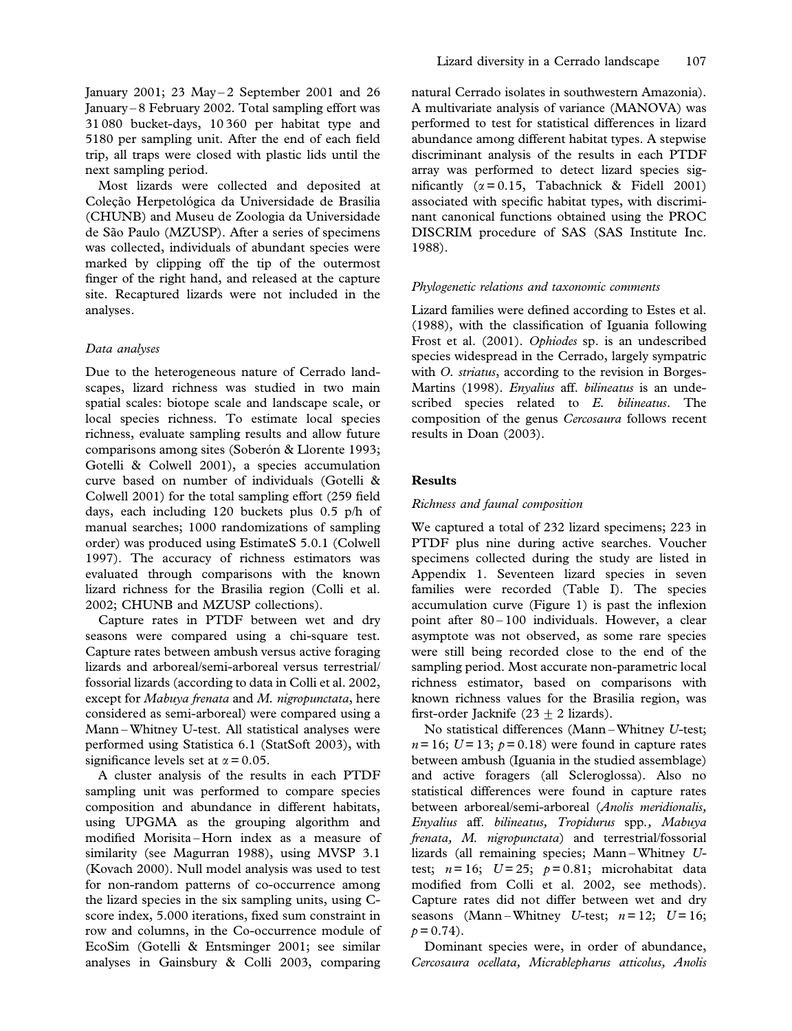January 2001; 23 May – 2 September 2001 and 26 January – 8 February 2002. Total sampling effort was 31 080 bucket-days, 10 360 per habitat type and 5180 per sampling unit. After the end of each field trip, all traps were closed with plastic lids until the next sampling period.

Most lizards were collected and deposited at Coleção Herpetológica da Universidade de Brasília (CHUNB) and Museu de Zoologia da Universidade de São Paulo (MZUSP). After a series of specimens was collected, individuals of abundant species were marked by clipping off the tip of the outermost finger of the right hand, and released at the capture site. Recaptured lizards were not included in the analyses.

### *Data analyses*

Due to the heterogeneous nature of Cerrado landscapes, lizard richness was studied in two main spatial scales: biotope scale and landscape scale, or local species richness. To estimate local species richness, evaluate sampling results and allow future comparisons among sites (Soberón & Llorente 1993; Gotelli & Colwell 2001), a species accumulation curve based on number of individuals (Gotelli & Colwell 2001) for the total sampling effort (259 field days, each including 120 buckets plus 0.5 p/h of manual searches; 1000 randomizations of sampling order) was produced using EstimateS 5.0.1 (Colwell 1997). The accuracy of richness estimators was evaluated through comparisons with the known lizard richness for the Brasilia region (Colli et al. 2002; CHUNB and MZUSP collections).

Capture rates in PTDF between wet and dry seasons were compared using a chi-square test. Capture rates between ambush versus active foraging lizards and arboreal/semi-arboreal versus terrestrial/fossorial lizards (according to data in Colli et al. 2002, except for *Mabuya frenata* and *M. nigropunctata*, here considered as semi-arboreal) were compared using a Mann – Whitney U-test. All statistical analyses were performed using Statistica 6.1 (StatSoft 2003), with significance levels set at $\alpha = 0.05$.

A cluster analysis of the results in each PTDF sampling unit was performed to compare species composition and abundance in different habitats, using UPGMA as the grouping algorithm and modified Morisita – Horn index as a measure of similarity (see Magurran 1988), using MVSP 3.1 (Kovach 2000). Null model analysis was used to test for non-random patterns of co-occurrence among the lizard species in the six sampling units, using C-score index, 5.000 iterations, fixed sum constraint in row and columns, in the Co-occurrence module of EcoSim (Gotelli & Entsminger 2001; see similar analyses in Gainsbury & Colli 2003, comparing natural Cerrado isolates in southwestern Amazonia). A multivariate analysis of variance (MANOVA) was performed to test for statistical differences in lizard abundance among different habitat types. A stepwise discriminant analysis of the results in each PTDF array was performed to detect lizard species significantly ($\alpha = 0.15$, Tabachnick & Fidell 2001) associated with specific habitat types, with discriminant canonical functions obtained using the PROC DISCRIM procedure of SAS (SAS Institute Inc. 1988).

### *Phylogenetic relations and taxonomic comments*

Lizard families were defined according to Estes et al. (1988), with the classification of Iguania following Frost et al. (2001). *Ophiodes* sp. is an undescribed species widespread in the Cerrado, largely sympatric with *O. striatus*, according to the revision in Borges-Martins (1998). *Enyalius* aff. *bilineatus* is an undescribed species related to *E. bilineatus*. The composition of the genus *Cercosaura* follows recent results in Doan (2003).

## Results

### *Richness and faunal composition*

We captured a total of 232 lizard specimens; 223 in PTDF plus nine during active searches. Voucher specimens collected during the study are listed in Appendix 1. Seventeen lizard species in seven families were recorded (Table I). The species accumulation curve (Figure 1) is past the inflexion point after 80 – 100 individuals. However, a clear asymptote was not observed, as some rare species were still being recorded close to the end of the sampling period. Most accurate non-parametric local richness estimator, based on comparisons with known richness values for the Brasilia region, was first-order Jacknife ($23 \pm 2$ lizards).

No statistical differences (Mann – Whitney *U*-test; $n = 16$; $U = 13$; $p = 0.18$) were found in capture rates between ambush (Iguania in the studied assemblage) and active foragers (all Scleroglossa). Also no statistical differences were found in capture rates between arboreal/semi-arboreal (*Anolis meridionalis, Enyalius* aff. *bilineatus, Tropidurus* spp.*, Mabuya frenata, M. nigropunctata*) and terrestrial/fossorial lizards (all remaining species; Mann – Whitney *U*-test; $n = 16$; $U = 25$; $p = 0.81$; microhabitat data modified from Colli et al. 2002, see methods). Capture rates did not differ between wet and dry seasons (Mann – Whitney *U*-test; $n = 12$; $U = 16$; $p = 0.74$).

Dominant species were, in order of abundance, *Cercosaura ocellata, Micrablepharus atticolus, Anolis*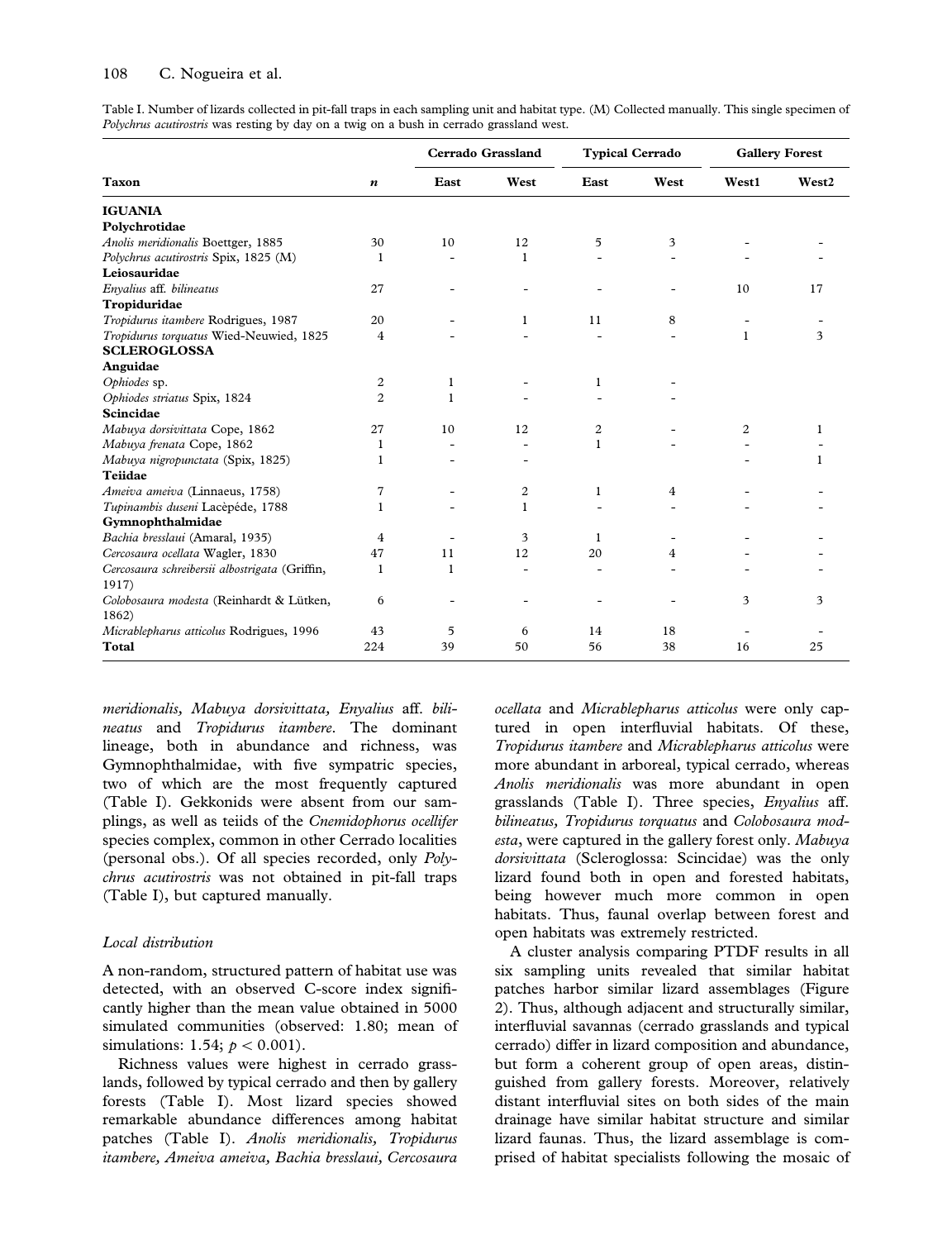Table I. Number of lizards collected in pit-fall traps in each sampling unit and habitat type. (M) Collected manually. This single specimen of *Polychrus acutirostris* was resting by day on a twig on a bush in cerrado grassland west.

| Taxon | *n* | Cerrado Grassland | | Typical Cerrado | | Gallery Forest | |
|---|---|---|---|---|---|---|---|
| | | East | West | East | West | West1 | West2 |
| **IGUANIA** | | | | | | | |
| **Polychrotidae** | | | | | | | |
| *Anolis meridionalis* Boettger, 1885 | 30 | 10 | 12 | 5 | 3 | - | - |
| *Polychrus acutirostris* Spix, 1825 (M) | 1 | - | 1 | - | - | - | - |
| **Leiosauridae** | | | | | | | |
| *Enyalius* aff. *bilineatus* | 27 | - | - | - | - | 10 | 17 |
| **Tropiduridae** | | | | | | | |
| *Tropidurus itambere* Rodrigues, 1987 | 20 | - | 1 | 11 | 8 | - | - |
| *Tropidurus torquatus* Wied-Neuwied, 1825 | 4 | - | - | - | - | 1 | 3 |
| **SCLEROGLOSSA** | | | | | | | |
| **Anguidae** | | | | | | | |
| *Ophiodes* sp. | 2 | 1 | - | 1 | - | | |
| *Ophiodes striatus* Spix, 1824 | 2 | 1 | - | - | - | | |
| **Scincidae** | | | | | | | |
| *Mabuya dorsivittata* Cope, 1862 | 27 | 10 | 12 | 2 | - | 2 | 1 |
| *Mabuya frenata* Cope, 1862 | 1 | - | - | 1 | - | - | - |
| *Mabuya nigropunctata* (Spix, 1825) | 1 | - | - | | | - | 1 |
| **Teiidae** | | | | | | | |
| *Ameiva ameiva* (Linnaeus, 1758) | 7 | - | 2 | 1 | 4 | - | - |
| *Tupinambis duseni* Lacèpéde, 1788 | 1 | - | 1 | - | - | - | - |
| **Gymnophthalmidae** | | | | | | | |
| *Bachia bresslaui* (Amaral, 1935) | 4 | - | 3 | 1 | - | - | - |
| *Cercosaura ocellata* Wagler, 1830 | 47 | 11 | 12 | 20 | 4 | - | - |
| *Cercosaura schreibersii albostrigata* (Griffin, 1917) | 1 | 1 | - | - | - | - | - |
| *Colobosaura modesta* (Reinhardt & Lütken, 1862) | 6 | - | - | - | - | 3 | 3 |
| *Micrablepharus atticolus* Rodrigues, 1996 | 43 | 5 | 6 | 14 | 18 | - | - |
| **Total** | 224 | 39 | 50 | 56 | 38 | 16 | 25 |

*meridionalis, Mabuya dorsivittata, Enyalius* aff. *bilineatus* and *Tropidurus itambere*. The dominant lineage, both in abundance and richness, was Gymnophthalmidae, with five sympatric species, two of which are the most frequently captured (Table I). Gekkonids were absent from our samplings, as well as teiids of the *Cnemidophorus ocellifer* species complex, common in other Cerrado localities (personal obs.). Of all species recorded, only *Polychrus acutirostris* was not obtained in pit-fall traps (Table I), but captured manually.

### *Local distribution*

A non-random, structured pattern of habitat use was detected, with an observed C-score index significantly higher than the mean value obtained in 5000 simulated communities (observed: 1.80; mean of simulations: 1.54; $p < 0.001$).

Richness values were highest in cerrado grasslands, followed by typical cerrado and then by gallery forests (Table I). Most lizard species showed remarkable abundance differences among habitat patches (Table I). *Anolis meridionalis, Tropidurus itambere, Ameiva ameiva, Bachia bresslaui, Cercosaura ocellata* and *Micrablepharus atticolus* were only captured in open interfluvial habitats. Of these, *Tropidurus itambere* and *Micrablepharus atticolus* were more abundant in arboreal, typical cerrado, whereas *Anolis meridionalis* was more abundant in open grasslands (Table I). Three species, *Enyalius* aff. *bilineatus, Tropidurus torquatus* and *Colobosaura modesta*, were captured in the gallery forest only. *Mabuya dorsivittata* (Scleroglossa: Scincidae) was the only lizard found both in open and forested habitats, being however much more common in open habitats. Thus, faunal overlap between forest and open habitats was extremely restricted.

A cluster analysis comparing PTDF results in all six sampling units revealed that similar habitat patches harbor similar lizard assemblages (Figure 2). Thus, although adjacent and structurally similar, interfluvial savannas (cerrado grasslands and typical cerrado) differ in lizard composition and abundance, but form a coherent group of open areas, distinguished from gallery forests. Moreover, relatively distant interfluvial sites on both sides of the main drainage have similar habitat structure and similar lizard faunas. Thus, the lizard assemblage is comprised of habitat specialists following the mosaic of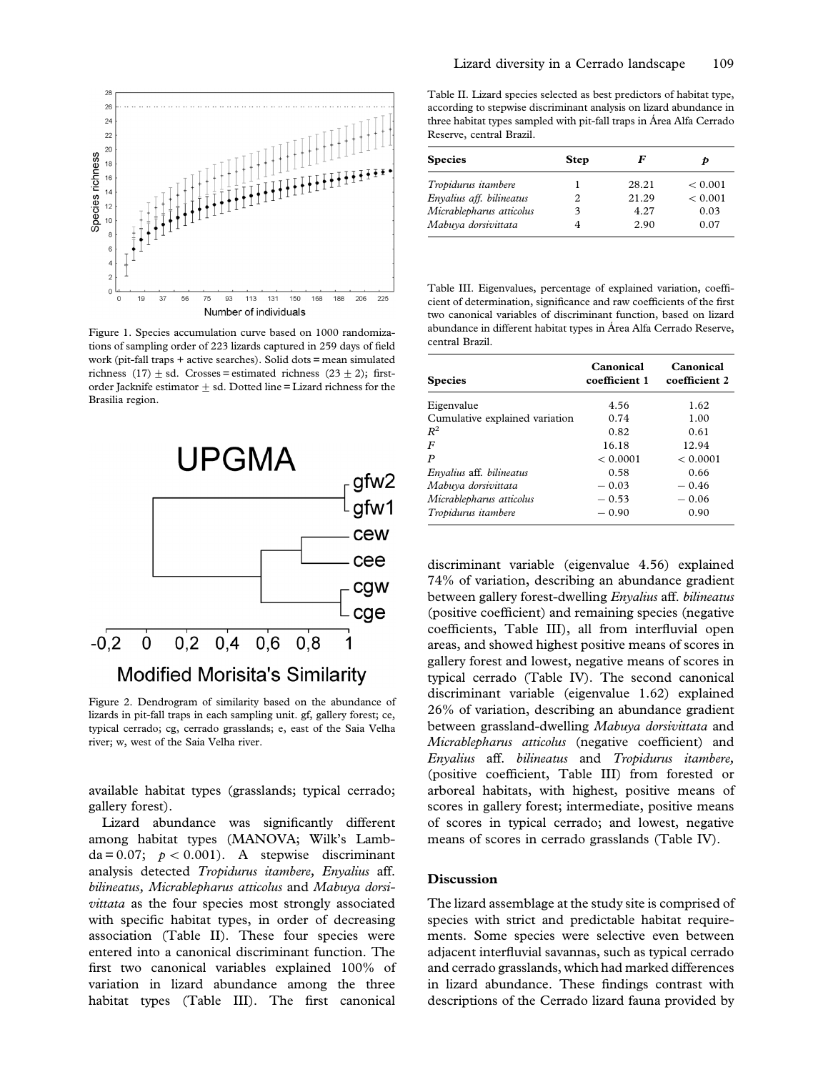Figure 1. Species accumulation curve based on 1000 randomizations of sampling order of 223 lizards captured in 259 days of field work (pit-fall traps + active searches). Solid dots = mean simulated richness (17) ± sd. Crosses = estimated richness (23 ± 2); first-order Jacknife estimator ± sd. Dotted line = Lizard richness for the Brasilia region.

Figure 2. Dendrogram of similarity based on the abundance of lizards in pit-fall traps in each sampling unit. gf, gallery forest; ce, typical cerrado; cg, cerrado grasslands; e, east of the Saia Velha river; w, west of the Saia Velha river.

available habitat types (grasslands; typical cerrado; gallery forest).

Lizard abundance was significantly different among habitat types (MANOVA; Wilk's Lambda = 0.07; $p < 0.001$). A stepwise discriminant analysis detected *Tropidurus itambere, Enyalius* aff. *bilineatus, Micrablepharus atticolus* and *Mabuya dorsivittata* as the four species most strongly associated with specific habitat types, in order of decreasing association (Table II). These four species were entered into a canonical discriminant function. The first two canonical variables explained 100% of variation in lizard abundance among the three habitat types (Table III). The first canonical discriminant variable (eigenvalue 4.56) explained 74% of variation, describing an abundance gradient between gallery forest-dwelling *Enyalius* aff. *bilineatus* (positive coefficient) and remaining species (negative coefficients, Table III), all from interfluvial open areas, and showed highest positive means of scores in gallery forest and lowest, negative means of scores in typical cerrado (Table IV). The second canonical discriminant variable (eigenvalue 1.62) explained 26% of variation, describing an abundance gradient between grassland-dwelling *Mabuya dorsivittata* and *Micrablepharus atticolus* (negative coefficient) and *Enyalius* aff. *bilineatus* and *Tropidurus itambere,* (positive coefficient, Table III) from forested or arboreal habitats, with highest, positive means of scores in gallery forest; intermediate, positive means of scores in typical cerrado; and lowest, negative means of scores in cerrado grasslands (Table IV).

Table II. Lizard species selected as best predictors of habitat type, according to stepwise discriminant analysis on lizard abundance in three habitat types sampled with pit-fall traps in Área Alfa Cerrado Reserve, central Brazil.

| Species | Step | $F$ | $p$ |
|---|---|---|---|
| *Tropidurus itambere* | 1 | 28.21 | < 0.001 |
| *Enyalius aff. bilineatus* | 2 | 21.29 | < 0.001 |
| *Micrablepharus atticolus* | 3 | 4.27 | 0.03 |
| *Mabuya dorsivittata* | 4 | 2.90 | 0.07 |

Table III. Eigenvalues, percentage of explained variation, coefficient of determination, significance and raw coefficients of the first two canonical variables of discriminant function, based on lizard abundance in different habitat types in Área Alfa Cerrado Reserve, central Brazil.

| Species | Canonical coefficient 1 | Canonical coefficient 2 |
|---|---|---|
| Eigenvalue | 4.56 | 1.62 |
| Cumulative explained variation | 0.74 | 1.00 |
| $R^2$ | 0.82 | 0.61 |
| $F$ | 16.18 | 12.94 |
| $P$ | < 0.0001 | < 0.0001 |
| *Enyalius* aff. *bilineatus* | 0.58 | 0.66 |
| *Mabuya dorsivittata* | − 0.03 | − 0.46 |
| *Micrablepharus atticolus* | − 0.53 | − 0.06 |
| *Tropidurus itambere* | − 0.90 | 0.90 |

## Discussion

The lizard assemblage at the study site is comprised of species with strict and predictable habitat requirements. Some species were selective even between adjacent interfluvial savannas, such as typical cerrado and cerrado grasslands, which had marked differences in lizard abundance. These findings contrast with descriptions of the Cerrado lizard fauna provided by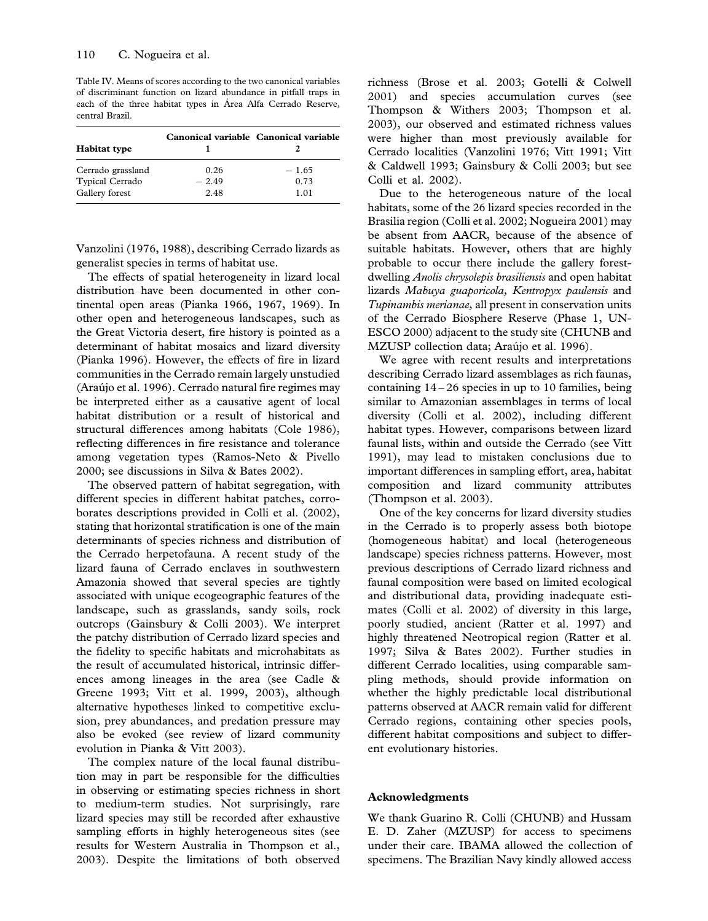Table IV. Means of scores according to the two canonical variables of discriminant function on lizard abundance in pitfall traps in each of the three habitat types in Área Alfa Cerrado Reserve, central Brazil.

| Habitat type | Canonical variable 1 | Canonical variable 2 |
|---|---|---|
| Cerrado grassland | 0.26 | − 1.65 |
| Typical Cerrado | − 2.49 | 0.73 |
| Gallery forest | 2.48 | 1.01 |

Vanzolini (1976, 1988), describing Cerrado lizards as generalist species in terms of habitat use.

The effects of spatial heterogeneity in lizard local distribution have been documented in other continental open areas (Pianka 1966, 1967, 1969). In other open and heterogeneous landscapes, such as the Great Victoria desert, fire history is pointed as a determinant of habitat mosaics and lizard diversity (Pianka 1996). However, the effects of fire in lizard communities in the Cerrado remain largely unstudied (Araújo et al. 1996). Cerrado natural fire regimes may be interpreted either as a causative agent of local habitat distribution or a result of historical and structural differences among habitats (Cole 1986), reflecting differences in fire resistance and tolerance among vegetation types (Ramos-Neto & Pivello 2000; see discussions in Silva & Bates 2002).

The observed pattern of habitat segregation, with different species in different habitat patches, corroborates descriptions provided in Colli et al. (2002), stating that horizontal stratification is one of the main determinants of species richness and distribution of the Cerrado herpetofauna. A recent study of the lizard fauna of Cerrado enclaves in southwestern Amazonia showed that several species are tightly associated with unique ecogeographic features of the landscape, such as grasslands, sandy soils, rock outcrops (Gainsbury & Colli 2003). We interpret the patchy distribution of Cerrado lizard species and the fidelity to specific habitats and microhabitats as the result of accumulated historical, intrinsic differences among lineages in the area (see Cadle & Greene 1993; Vitt et al. 1999, 2003), although alternative hypotheses linked to competitive exclusion, prey abundances, and predation pressure may also be evoked (see review of lizard community evolution in Pianka & Vitt 2003).

The complex nature of the local faunal distribution may in part be responsible for the difficulties in observing or estimating species richness in short to medium-term studies. Not surprisingly, rare lizard species may still be recorded after exhaustive sampling efforts in highly heterogeneous sites (see results for Western Australia in Thompson et al., 2003). Despite the limitations of both observed richness (Brose et al. 2003; Gotelli & Colwell 2001) and species accumulation curves (see Thompson & Withers 2003; Thompson et al. 2003), our observed and estimated richness values were higher than most previously available for Cerrado localities (Vanzolini 1976; Vitt 1991; Vitt & Caldwell 1993; Gainsbury & Colli 2003; but see Colli et al. 2002).

Due to the heterogeneous nature of the local habitats, some of the 26 lizard species recorded in the Brasilia region (Colli et al. 2002; Nogueira 2001) may be absent from AACR, because of the absence of suitable habitats. However, others that are highly probable to occur there include the gallery forest-dwelling *Anolis chrysolepis brasiliensis* and open habitat lizards *Mabuya guaporicola, Kentropyx paulensis* and *Tupinambis merianae,* all present in conservation units of the Cerrado Biosphere Reserve (Phase 1, UNESCO 2000) adjacent to the study site (CHUNB and MZUSP collection data; Araújo et al. 1996).

We agree with recent results and interpretations describing Cerrado lizard assemblages as rich faunas, containing 14 – 26 species in up to 10 families, being similar to Amazonian assemblages in terms of local diversity (Colli et al. 2002), including different habitat types. However, comparisons between lizard faunal lists, within and outside the Cerrado (see Vitt 1991), may lead to mistaken conclusions due to important differences in sampling effort, area, habitat composition and lizard community attributes (Thompson et al. 2003).

One of the key concerns for lizard diversity studies in the Cerrado is to properly assess both biotope (homogeneous habitat) and local (heterogeneous landscape) species richness patterns. However, most previous descriptions of Cerrado lizard richness and faunal composition were based on limited ecological and distributional data, providing inadequate estimates (Colli et al. 2002) of diversity in this large, poorly studied, ancient (Ratter et al. 1997) and highly threatened Neotropical region (Ratter et al. 1997; Silva & Bates 2002). Further studies in different Cerrado localities, using comparable sampling methods, should provide information on whether the highly predictable local distributional patterns observed at AACR remain valid for different Cerrado regions, containing other species pools, different habitat compositions and subject to different evolutionary histories.

## Acknowledgments

We thank Guarino R. Colli (CHUNB) and Hussam E. D. Zaher (MZUSP) for access to specimens under their care. IBAMA allowed the collection of specimens. The Brazilian Navy kindly allowed access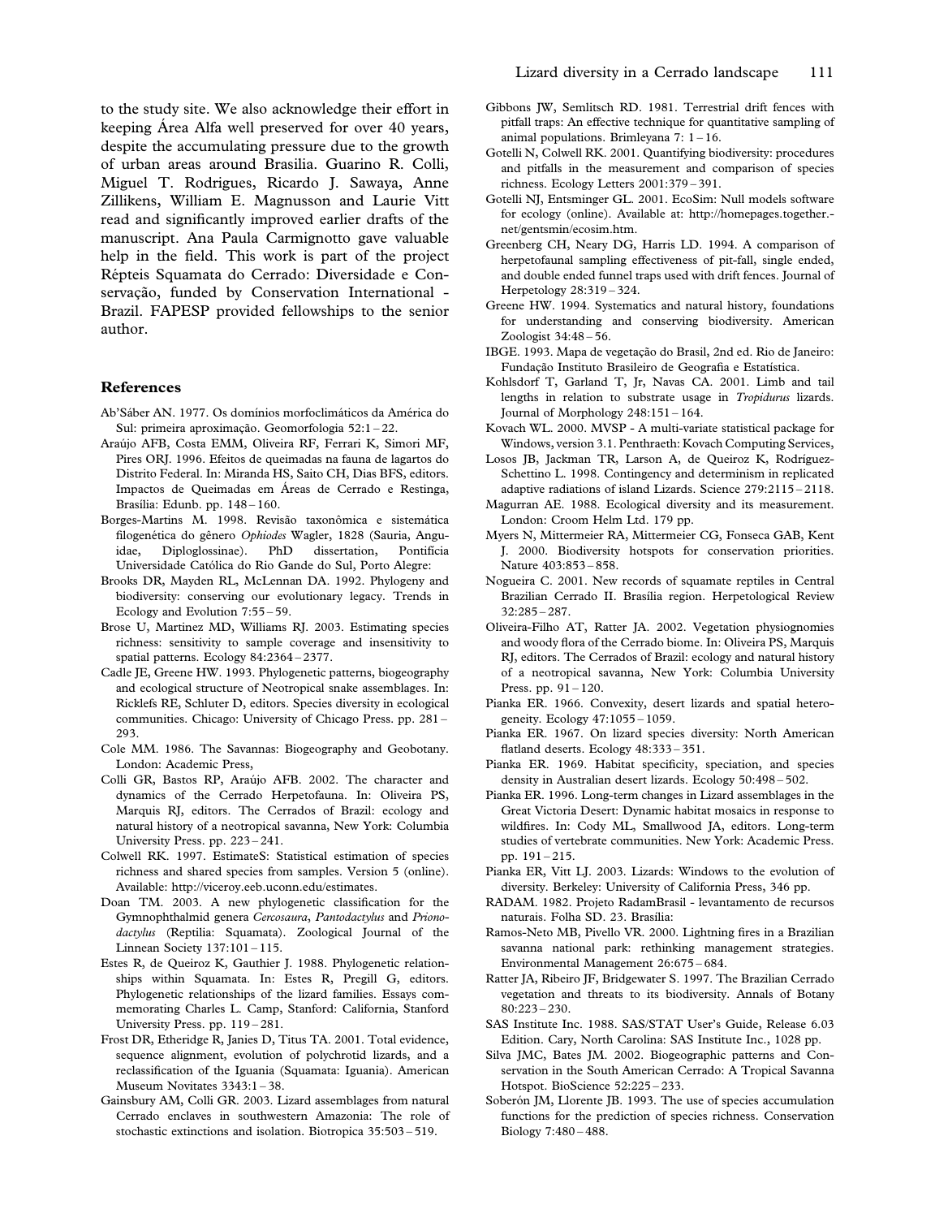to the study site. We also acknowledge their effort in keeping Área Alfa well preserved for over 40 years, despite the accumulating pressure due to the growth of urban areas around Brasilia. Guarino R. Colli, Miguel T. Rodrigues, Ricardo J. Sawaya, Anne Zillikens, William E. Magnusson and Laurie Vitt read and significantly improved earlier drafts of the manuscript. Ana Paula Carmignotto gave valuable help in the field. This work is part of the project Répteis Squamata do Cerrado: Diversidade e Conservação, funded by Conservation International - Brazil. FAPESP provided fellowships to the senior author.

## References

Ab'Sáber AN. 1977. Os domínios morfoclimáticos da América do Sul: primeira aproximação. Geomorfologia 52:1 – 22.

Araújo AFB, Costa EMM, Oliveira RF, Ferrari K, Simori MF, Pires ORJ. 1996. Efeitos de queimadas na fauna de lagartos do Distrito Federal. In: Miranda HS, Saito CH, Dias BFS, editors. Impactos de Queimadas em Áreas de Cerrado e Restinga, Brasília: Edunb. pp. 148 – 160.

Borges-Martins M. 1998. Revisão taxonômica e sistemática filogenética do gênero *Ophiodes* Wagler, 1828 (Sauria, Anguidae, Diploglossinae). PhD dissertation, Pontifícia Universidade Católica do Rio Gande do Sul, Porto Alegre:

Brooks DR, Mayden RL, McLennan DA. 1992. Phylogeny and biodiversity: conserving our evolutionary legacy. Trends in Ecology and Evolution 7:55 – 59.

Brose U, Martinez MD, Williams RJ. 2003. Estimating species richness: sensitivity to sample coverage and insensitivity to spatial patterns. Ecology 84:2364 – 2377.

Cadle JE, Greene HW. 1993. Phylogenetic patterns, biogeography and ecological structure of Neotropical snake assemblages. In: Ricklefs RE, Schluter D, editors. Species diversity in ecological communities. Chicago: University of Chicago Press. pp. 281 – 293.

Cole MM. 1986. The Savannas: Biogeography and Geobotany. London: Academic Press,

Colli GR, Bastos RP, Araújo AFB. 2002. The character and dynamics of the Cerrado Herpetofauna. In: Oliveira PS, Marquis RJ, editors. The Cerrados of Brazil: ecology and natural history of a neotropical savanna, New York: Columbia University Press. pp. 223 – 241.

Colwell RK. 1997. EstimateS: Statistical estimation of species richness and shared species from samples. Version 5 (online). Available: http://viceroy.eeb.uconn.edu/estimates.

Doan TM. 2003. A new phylogenetic classification for the Gymnophthalmid genera *Cercosaura*, *Pantodactylus* and *Prionodactylus* (Reptilia: Squamata). Zoological Journal of the Linnean Society 137:101 – 115.

Estes R, de Queiroz K, Gauthier J. 1988. Phylogenetic relationships within Squamata. In: Estes R, Pregill G, editors. Phylogenetic relationships of the lizard families. Essays commemorating Charles L. Camp, Stanford: California, Stanford University Press. pp. 119 – 281.

Frost DR, Etheridge R, Janies D, Titus TA. 2001. Total evidence, sequence alignment, evolution of polychrotid lizards, and a reclassification of the Iguania (Squamata: Iguania). American Museum Novitates 3343:1 – 38.

Gainsbury AM, Colli GR. 2003. Lizard assemblages from natural Cerrado enclaves in southwestern Amazonia: The role of stochastic extinctions and isolation. Biotropica 35:503 – 519.

Gibbons JW, Semlitsch RD. 1981. Terrestrial drift fences with pitfall traps: An effective technique for quantitative sampling of animal populations. Brimleyana 7: 1 – 16.

Gotelli N, Colwell RK. 2001. Quantifying biodiversity: procedures and pitfalls in the measurement and comparison of species richness. Ecology Letters 2001:379 – 391.

Gotelli NJ, Entsminger GL. 2001. EcoSim: Null models software for ecology (online). Available at: http://homepages.together.-net/gentsmin/ecosim.htm.

Greenberg CH, Neary DG, Harris LD. 1994. A comparison of herpetofaunal sampling effectiveness of pit-fall, single ended, and double ended funnel traps used with drift fences. Journal of Herpetology 28:319 – 324.

Greene HW. 1994. Systematics and natural history, foundations for understanding and conserving biodiversity. American Zoologist 34:48 – 56.

IBGE. 1993. Mapa de vegetação do Brasil, 2nd ed. Rio de Janeiro: Fundação Instituto Brasileiro de Geografia e Estatística.

Kohlsdorf T, Garland T, Jr, Navas CA. 2001. Limb and tail lengths in relation to substrate usage in *Tropidurus* lizards. Journal of Morphology 248:151 – 164.

Kovach WL. 2000. MVSP - A multi-variate statistical package for Windows, version 3.1. Penthraeth: Kovach Computing Services,

Losos JB, Jackman TR, Larson A, de Queiroz K, Rodríguez-Schettino L. 1998. Contingency and determinism in replicated adaptive radiations of island Lizards. Science 279:2115 – 2118.

Magurran AE. 1988. Ecological diversity and its measurement. London: Croom Helm Ltd. 179 pp.

Myers N, Mittermeier RA, Mittermeier CG, Fonseca GAB, Kent J. 2000. Biodiversity hotspots for conservation priorities. Nature 403:853 – 858.

Nogueira C. 2001. New records of squamate reptiles in Central Brazilian Cerrado II. Brasília region. Herpetological Review 32:285 – 287.

Oliveira-Filho AT, Ratter JA. 2002. Vegetation physiognomies and woody flora of the Cerrado biome. In: Oliveira PS, Marquis RJ, editors. The Cerrados of Brazil: ecology and natural history of a neotropical savanna, New York: Columbia University Press. pp. 91 – 120.

Pianka ER. 1966. Convexity, desert lizards and spatial heterogeneity. Ecology 47:1055 – 1059.

Pianka ER. 1967. On lizard species diversity: North American flatland deserts. Ecology 48:333 – 351.

Pianka ER. 1969. Habitat specificity, speciation, and species density in Australian desert lizards. Ecology 50:498 – 502.

Pianka ER. 1996. Long-term changes in Lizard assemblages in the Great Victoria Desert: Dynamic habitat mosaics in response to wildfires. In: Cody ML, Smallwood JA, editors. Long-term studies of vertebrate communities. New York: Academic Press. pp. 191 – 215.

Pianka ER, Vitt LJ. 2003. Lizards: Windows to the evolution of diversity. Berkeley: University of California Press, 346 pp.

RADAM. 1982. Projeto RadamBrasil - levantamento de recursos naturais. Folha SD. 23. Brasília:

Ramos-Neto MB, Pivello VR. 2000. Lightning fires in a Brazilian savanna national park: rethinking management strategies. Environmental Management 26:675 – 684.

Ratter JA, Ribeiro JF, Bridgewater S. 1997. The Brazilian Cerrado vegetation and threats to its biodiversity. Annals of Botany 80:223 – 230.

SAS Institute Inc. 1988. SAS/STAT User's Guide, Release 6.03 Edition. Cary, North Carolina: SAS Institute Inc., 1028 pp.

Silva JMC, Bates JM. 2002. Biogeographic patterns and Conservation in the South American Cerrado: A Tropical Savanna Hotspot. BioScience 52:225 – 233.

Soberón JM, Llorente JB. 1993. The use of species accumulation functions for the prediction of species richness. Conservation Biology 7:480 – 488.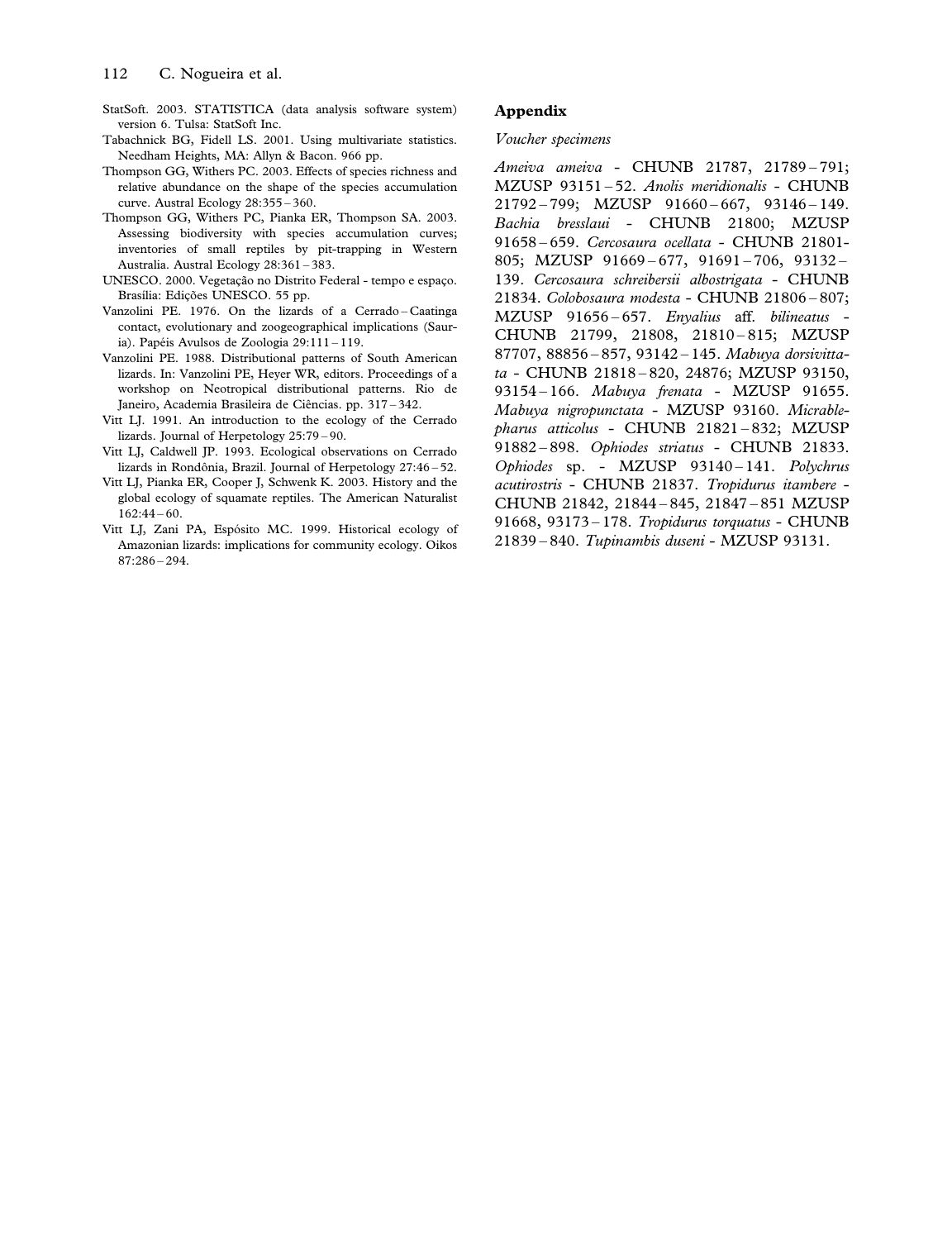StatSoft. 2003. STATISTICA (data analysis software system) version 6. Tulsa: StatSoft Inc.

Tabachnick BG, Fidell LS. 2001. Using multivariate statistics. Needham Heights, MA: Allyn & Bacon. 966 pp.

Thompson GG, Withers PC. 2003. Effects of species richness and relative abundance on the shape of the species accumulation curve. Austral Ecology 28:355 – 360.

Thompson GG, Withers PC, Pianka ER, Thompson SA. 2003. Assessing biodiversity with species accumulation curves; inventories of small reptiles by pit-trapping in Western Australia. Austral Ecology 28:361 – 383.

UNESCO. 2000. Vegetação no Distrito Federal - tempo e espaço. Brasília: Edições UNESCO. 55 pp.

Vanzolini PE. 1976. On the lizards of a Cerrado – Caatinga contact, evolutionary and zoogeographical implications (Sauria). Papéis Avulsos de Zoologia 29:111 – 119.

Vanzolini PE. 1988. Distributional patterns of South American lizards. In: Vanzolini PE, Heyer WR, editors. Proceedings of a workshop on Neotropical distributional patterns. Rio de Janeiro, Academia Brasileira de Ciências. pp. 317 – 342.

Vitt LJ. 1991. An introduction to the ecology of the Cerrado lizards. Journal of Herpetology 25:79 – 90.

Vitt LJ, Caldwell JP. 1993. Ecological observations on Cerrado lizards in Rondônia, Brazil. Journal of Herpetology 27:46 – 52.

Vitt LJ, Pianka ER, Cooper J, Schwenk K. 2003. History and the global ecology of squamate reptiles. The American Naturalist 162:44 – 60.

Vitt LJ, Zani PA, Espósito MC. 1999. Historical ecology of Amazonian lizards: implications for community ecology. Oikos 87:286 – 294.

## Appendix

*Voucher specimens*

*Ameiva ameiva* - CHUNB 21787, 21789 – 791; MZUSP 93151 – 52. *Anolis meridionalis* - CHUNB 21792 – 799; MZUSP 91660 – 667, 93146 – 149. *Bachia bresslaui* - CHUNB 21800; MZUSP 91658 – 659. *Cercosaura ocellata* - CHUNB 21801-805; MZUSP 91669 – 677, 91691 – 706, 93132 – 139. *Cercosaura schreibersii albostrigata* - CHUNB 21834. *Colobosaura modesta* - CHUNB 21806 – 807; MZUSP 91656 – 657. *Enyalius* aff. *bilineatus* - CHUNB 21799, 21808, 21810 – 815; MZUSP 87707, 88856 – 857, 93142 – 145. *Mabuya dorsivittata* - CHUNB 21818 – 820, 24876; MZUSP 93150, 93154 – 166. *Mabuya frenata* - MZUSP 91655. *Mabuya nigropunctata* - MZUSP 93160. *Micrablepharus atticolus* - CHUNB 21821 – 832; MZUSP 91882 – 898. *Ophiodes striatus* - CHUNB 21833. *Ophiodes* sp. - MZUSP 93140 – 141. *Polychrus acutirostris* - CHUNB 21837. *Tropidurus itambere* - CHUNB 21842, 21844 – 845, 21847 – 851 MZUSP 91668, 93173 – 178. *Tropidurus torquatus* - CHUNB 21839 – 840. *Tupinambis duseni* - MZUSP 93131.